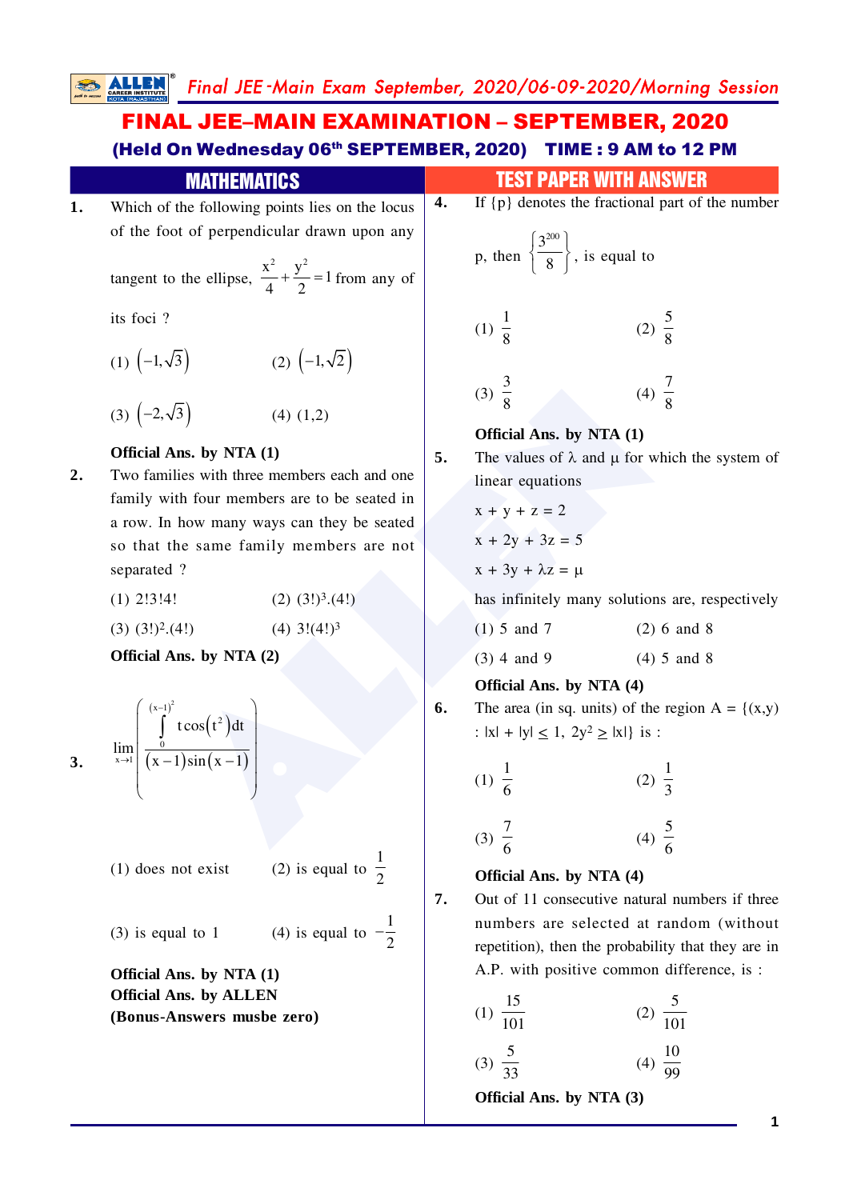# FINAL JEE–MAIN EXAMINATION – SEPTEMBER, 2020

**(Held On Wednesday 06th SEPTEMBER, 2020) TIME : 9 AM to 12 PM**

## MATHEMATICS

## TEST PAPER WITH ANSWER

**1.** Which of the following points lies on the locus of the foot of perpendicular drawn upon any tangent to the ellipse, $\frac{x^2}{4}+\frac{y^2}{2}=1$ from any of its foci ?

(1) $\left(-1,\sqrt{3}\right)$ (2) $\left(-1,\sqrt{2}\right)$

(3) $\left(-2,\sqrt{3}\right)$ (4) $(1,2)$

**Official Ans. by NTA (1)**

**2.** Two families with three members each and one family with four members are to be seated in a row. In how many ways can they be seated so that the same family members are not separated ?

(1) $2!3!4!$ (2) $(3!)^3.(4!)$

(3) $(3!)^2.(4!)$ (4) $3!(4!)^3$

**Official Ans. by NTA (2)**

**3.** $\lim\limits_{x\to 1}\left(\dfrac{\int_0^{(x-1)^2} t\cos\left(t^2\right)dt}{(x-1)\sin(x-1)}\right)$

(1) does not exist (2) is equal to $\frac{1}{2}$

(3) is equal to 1 (4) is equal to $-\frac{1}{2}$

**Official Ans. by NTA (1)**
**Official Ans. by ALLEN**
**(Bonus-Answers musbe zero)**

**4.** If {p} denotes the fractional part of the number p, then $\left\{\frac{3^{200}}{8}\right\}$, is equal to

(1) $\frac{1}{8}$ (2) $\frac{5}{8}$

(3) $\frac{3}{8}$ (4) $\frac{7}{8}$

**Official Ans. by NTA (1)**

**5.** The values of $\lambda$ and $\mu$ for which the system of linear equations

$x + y + z = 2$

$x + 2y + 3z = 5$

$x + 3y + \lambda z = \mu$

has infinitely many solutions are, respectively

(1) 5 and 7 (2) 6 and 8

(3) 4 and 9 (4) 5 and 8

**Official Ans. by NTA (4)**

**6.** The area (in sq. units) of the region $A = \{(x,y) : |x| + |y| \le 1,\ 2y^2 \ge |x|\}$ is :

(1) $\frac{1}{6}$ (2) $\frac{1}{3}$

(3) $\frac{7}{6}$ (4) $\frac{5}{6}$

**Official Ans. by NTA (4)**

**7.** Out of 11 consecutive natural numbers if three numbers are selected at random (without repetition), then the probability that they are in A.P. with positive common difference, is :

(1) $\frac{15}{101}$ (2) $\frac{5}{101}$

(3) $\frac{5}{33}$ (4) $\frac{10}{99}$

**Official Ans. by NTA (3)**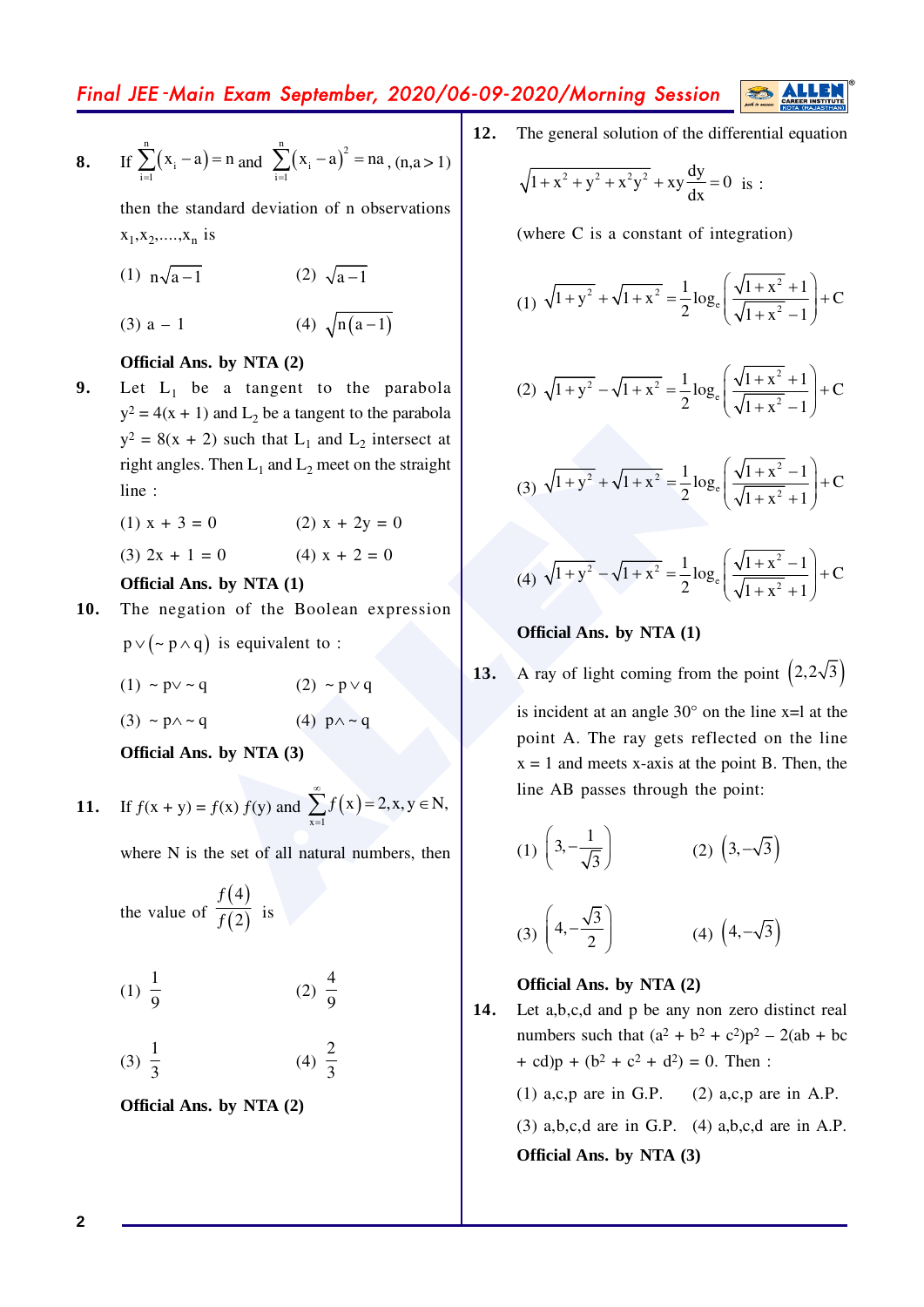**8.** If $\sum_{i=1}^{n}(x_i - a) = n$ and $\sum_{i=1}^{n}(x_i - a)^2 = na$, $(n, a > 1)$ then the standard deviation of n observations $x_1, x_2, \ldots, x_n$ is

(1) $n\sqrt{a-1}$ (2) $\sqrt{a-1}$

(3) $a - 1$ (4) $\sqrt{n(a-1)}$

**Official Ans. by NTA (2)**

**9.** Let $L_1$ be a tangent to the parabola $y^2 = 4(x + 1)$ and $L_2$ be a tangent to the parabola $y^2 = 8(x + 2)$ such that $L_1$ and $L_2$ intersect at right angles. Then $L_1$ and $L_2$ meet on the straight line :

(1) $x + 3 = 0$ (2) $x + 2y = 0$

(3) $2x + 1 = 0$ (4) $x + 2 = 0$

**Official Ans. by NTA (1)**

**10.** The negation of the Boolean expression $p \vee (\sim p \wedge q)$ is equivalent to :

(1) $\sim p \vee \sim q$ (2) $\sim p \vee q$

(3) $\sim p \wedge \sim q$ (4) $p \wedge \sim q$

**Official Ans. by NTA (3)**

**11.** If $f(x + y) = f(x) f(y)$ and $\sum_{x=1}^{\infty} f(x) = 2, x, y \in N$, where N is the set of all natural numbers, then the value of $\frac{f(4)}{f(2)}$ is

(1) $\frac{1}{9}$ (2) $\frac{4}{9}$

(3) $\frac{1}{3}$ (4) $\frac{2}{3}$

**Official Ans. by NTA (2)**

**12.** The general solution of the differential equation

$$\sqrt{1 + x^2 + y^2 + x^2y^2} + xy\frac{dy}{dx} = 0 \text{ is :}$$

(where C is a constant of integration)

(1) $\sqrt{1+y^2} + \sqrt{1+x^2} = \frac{1}{2}\log_e\left(\frac{\sqrt{1+x^2}+1}{\sqrt{1+x^2}-1}\right) + C$

(2) $\sqrt{1+y^2} - \sqrt{1+x^2} = \frac{1}{2}\log_e\left(\frac{\sqrt{1+x^2}+1}{\sqrt{1+x^2}-1}\right) + C$

(3) $\sqrt{1+y^2} + \sqrt{1+x^2} = \frac{1}{2}\log_e\left(\frac{\sqrt{1+x^2}-1}{\sqrt{1+x^2}+1}\right) + C$

(4) $\sqrt{1+y^2} - \sqrt{1+x^2} = \frac{1}{2}\log_e\left(\frac{\sqrt{1+x^2}-1}{\sqrt{1+x^2}+1}\right) + C$

**Official Ans. by NTA (1)**

**13.** A ray of light coming from the point $(2, 2\sqrt{3})$ is incident at an angle 30° on the line x=1 at the point A. The ray gets reflected on the line x = 1 and meets x-axis at the point B. Then, the line AB passes through the point:

(1) $\left(3, -\frac{1}{\sqrt{3}}\right)$ (2) $(3, -\sqrt{3})$

(3) $\left(4, -\frac{\sqrt{3}}{2}\right)$ (4) $(4, -\sqrt{3})$

**Official Ans. by NTA (2)**

**14.** Let a,b,c,d and p be any non zero distinct real numbers such that $(a^2 + b^2 + c^2)p^2 - 2(ab + bc + cd)p + (b^2 + c^2 + d^2) = 0$. Then :

(1) a,c,p are in G.P. (2) a,c,p are in A.P.

(3) a,b,c,d are in G.P. (4) a,b,c,d are in A.P.

**Official Ans. by NTA (3)**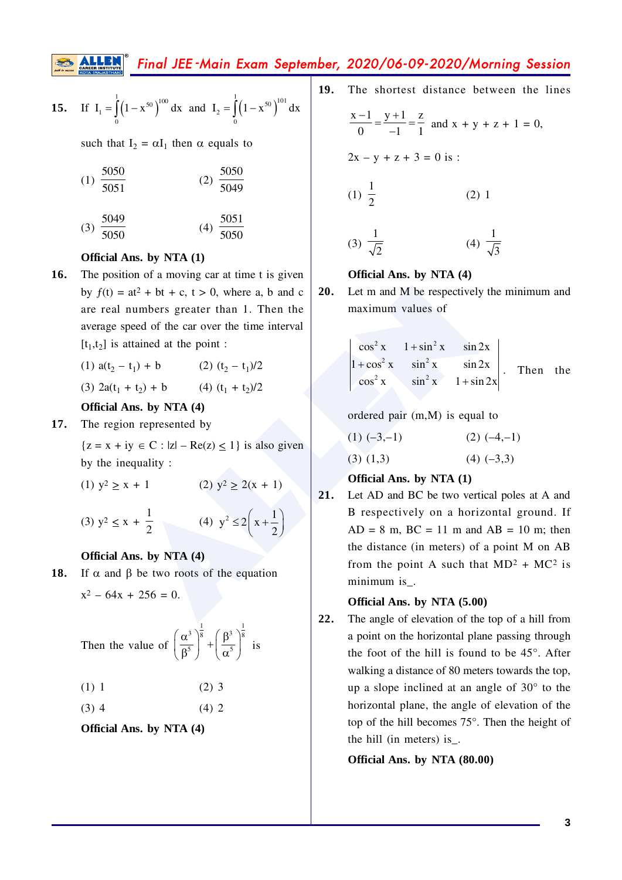**15.** If $I_1 = \int_0^1 (1-x^{50})^{100}\,dx$ and $I_2 = \int_0^1 (1-x^{50})^{101}\,dx$

such that $I_2 = \alpha I_1$ then $\alpha$ equals to

(1) $\frac{5050}{5051}$ (2) $\frac{5050}{5049}$

(3) $\frac{5049}{5050}$ (4) $\frac{5051}{5050}$

**Official Ans. by NTA (1)**

**16.** The position of a moving car at time t is given by $f(t) = at^2 + bt + c$, $t > 0$, where a, b and c are real numbers greater than 1. Then the average speed of the car over the time interval $[t_1,t_2]$ is attained at the point :

(1) $a(t_2 - t_1) + b$ (2) $(t_2 - t_1)/2$

(3) $2a(t_1 + t_2) + b$ (4) $(t_1 + t_2)/2$

**Official Ans. by NTA (4)**

**17.** The region represented by

$\{z = x + iy \in C : |z| - \text{Re}(z) \leq 1\}$ is also given by the inequality :

(1) $y^2 \geq x + 1$ (2) $y^2 \geq 2(x + 1)$

(3) $y^2 \leq x + \frac{1}{2}$ (4) $y^2 \leq 2\left(x + \frac{1}{2}\right)$

**Official Ans. by NTA (4)**

**18.** If $\alpha$ and $\beta$ be two roots of the equation

$x^2 - 64x + 256 = 0.$

Then the value of $\left(\frac{\alpha^3}{\beta^5}\right)^{\frac{1}{8}} + \left(\frac{\beta^3}{\alpha^5}\right)^{\frac{1}{8}}$ is

(1) 1 (2) 3

(3) 4 (4) 2

**Official Ans. by NTA (4)**

**19.** The shortest distance between the lines

$\frac{x-1}{0} = \frac{y+1}{-1} = \frac{z}{1}$ and $x + y + z + 1 = 0$,

$2x - y + z + 3 = 0$ is :

(1) $\frac{1}{2}$ (2) 1

(3) $\frac{1}{\sqrt{2}}$ (4) $\frac{1}{\sqrt{3}}$

**Official Ans. by NTA (4)**

**20.** Let m and M be respectively the minimum and maximum values of

$$\begin{vmatrix} \cos^2 x & 1+\sin^2 x & \sin 2x \\ 1+\cos^2 x & \sin^2 x & \sin 2x \\ \cos^2 x & \sin^2 x & 1+\sin 2x \end{vmatrix}$$

. Then the ordered pair (m,M) is equal to

(1) (–3,–1) (2) (–4,–1)

(3) (1,3) (4) (–3,3)

**Official Ans. by NTA (1)**

**21.** Let AD and BC be two vertical poles at A and B respectively on a horizontal ground. If AD = 8 m, BC = 11 m and AB = 10 m; then the distance (in meters) of a point M on AB from the point A such that $MD^2 + MC^2$ is minimum is_.

**Official Ans. by NTA (5.00)**

**22.** The angle of elevation of the top of a hill from a point on the horizontal plane passing through the foot of the hill is found to be 45°. After walking a distance of 80 meters towards the top, up a slope inclined at an angle of 30° to the horizontal plane, the angle of elevation of the top of the hill becomes 75°. Then the height of the hill (in meters) is_.

**Official Ans. by NTA (80.00)**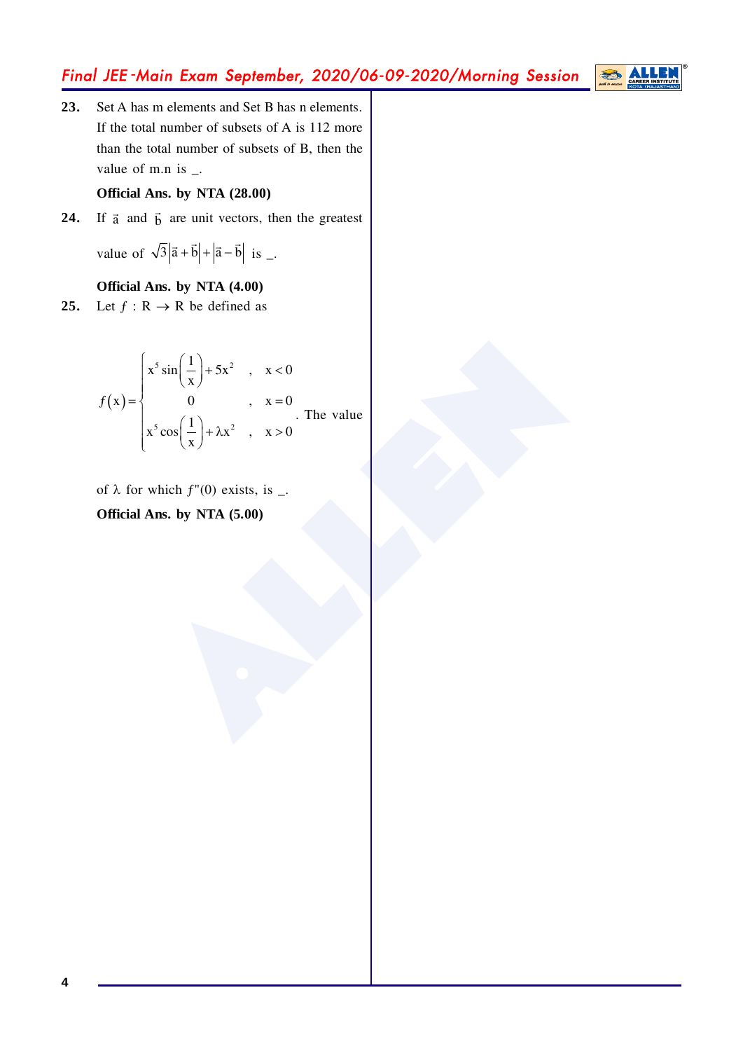**23.** Set A has m elements and Set B has n elements. If the total number of subsets of A is 112 more than the total number of subsets of B, then the value of m.n is _.

**Official Ans. by NTA (28.00)**

**24.** If $\vec{a}$ and $\vec{b}$ are unit vectors, then the greatest value of $\sqrt{3}\left|\vec{a}+\vec{b}\right|+\left|\vec{a}-\vec{b}\right|$ is _.

**Official Ans. by NTA (4.00)**

**25.** Let $f : R \to R$ be defined as

$$f(x)=\begin{cases} x^5 \sin\left(\frac{1}{x}\right)+5x^2 & , \quad x<0 \\ 0 & , \quad x=0 \\ x^5 \cos\left(\frac{1}{x}\right)+\lambda x^2 & , \quad x>0 \end{cases}$$

. The value of $\lambda$ for which $f''(0)$ exists, is _.

**Official Ans. by NTA (5.00)**